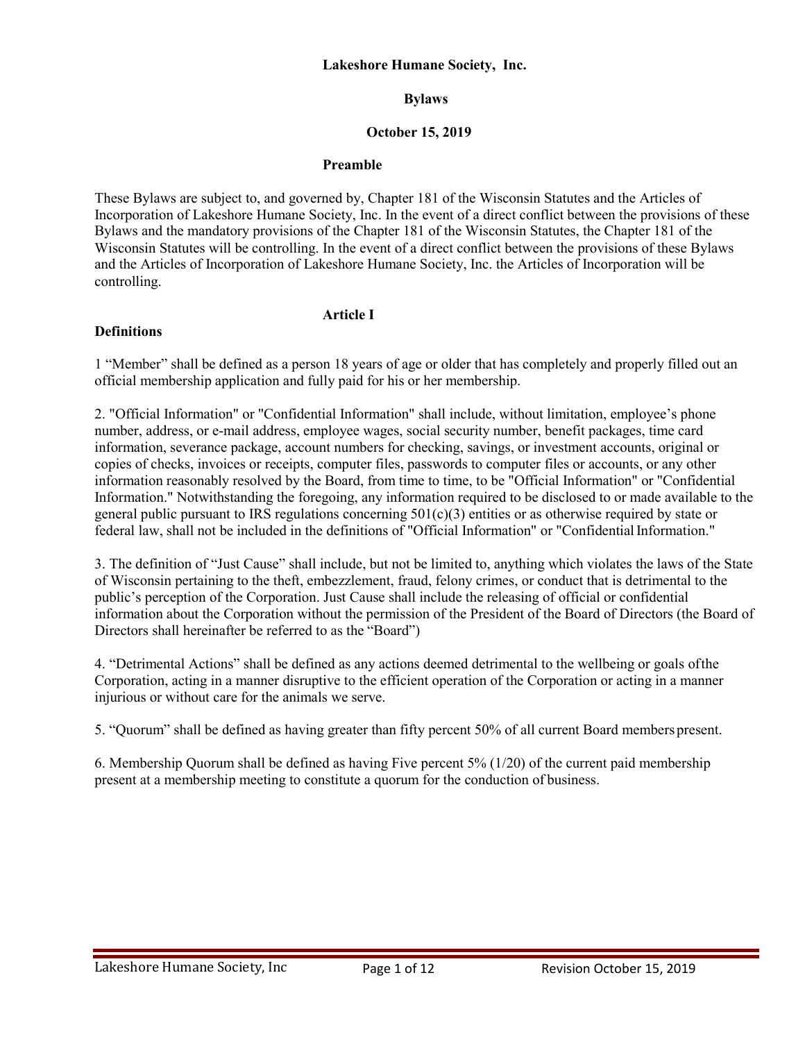# Lakeshore Humane Society, Inc.

## Bylaws

## October 15, 2019

### Preamble

These Bylaws are subject to, and governed by, Chapter 181 of the Wisconsin Statutes and the Articles of Incorporation of Lakeshore Humane Society, Inc. In the event of a direct conflict between the provisions of these Bylaws and the mandatory provisions of the Chapter 181 of the Wisconsin Statutes, the Chapter 181 of the Wisconsin Statutes will be controlling. In the event of a direct conflict between the provisions of these Bylaws and the Articles of Incorporation of Lakeshore Humane Society, Inc. the Articles of Incorporation will be controlling.

### Article I

**Definitions**

1 "Member" shall be defined as a person 18 years of age or older that has completely and properly filled out an official membership application and fully paid for his or her membership.

2. "Official Information" or "Confidential Information" shall include, without limitation, employee's phone number, address, or e-mail address, employee wages, social security number, benefit packages, time card information, severance package, account numbers for checking, savings, or investment accounts, original or copies of checks, invoices or receipts, computer files, passwords to computer files or accounts, or any other information reasonably resolved by the Board, from time to time, to be "Official Information" or "Confidential Information." Notwithstanding the foregoing, any information required to be disclosed to or made available to the general public pursuant to IRS regulations concerning 501(c)(3) entities or as otherwise required by state or federal law, shall not be included in the definitions of "Official Information" or "Confidential Information."

3. The definition of "Just Cause" shall include, but not be limited to, anything which violates the laws of the State of Wisconsin pertaining to the theft, embezzlement, fraud, felony crimes, or conduct that is detrimental to the public's perception of the Corporation. Just Cause shall include the releasing of official or confidential information about the Corporation without the permission of the President of the Board of Directors (the Board of Directors shall hereinafter be referred to as the "Board")

4. "Detrimental Actions" shall be defined as any actions deemed detrimental to the wellbeing or goals of the Corporation, acting in a manner disruptive to the efficient operation of the Corporation or acting in a manner injurious or without care for the animals we serve.

5. "Quorum" shall be defined as having greater than fifty percent 50% of all current Board members present.

6. Membership Quorum shall be defined as having Five percent 5% (1/20) of the current paid membership present at a membership meeting to constitute a quorum for the conduction of business.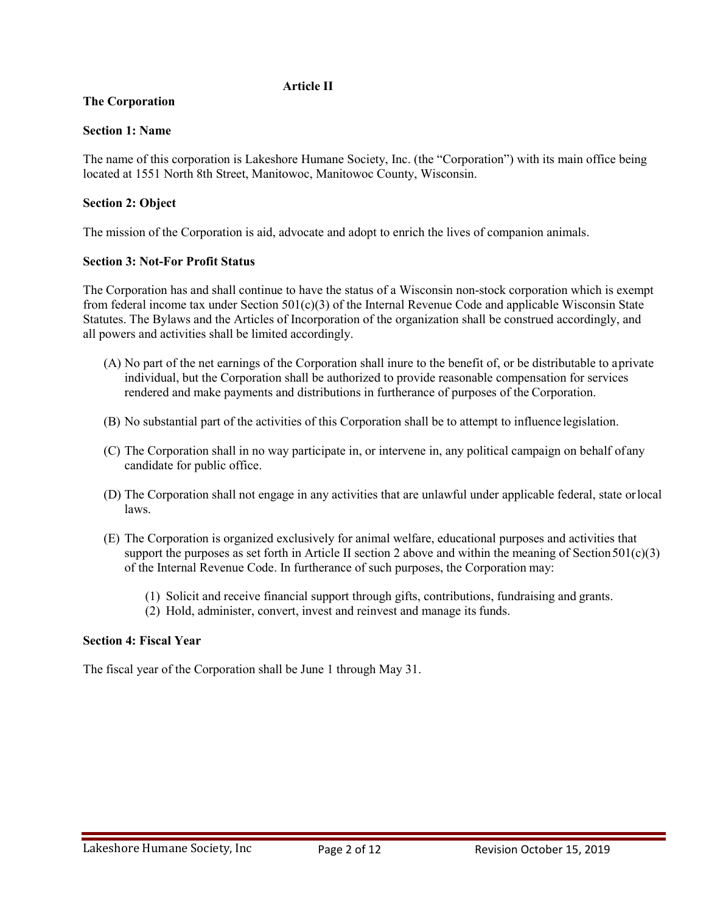## Article II

### The Corporation

#### Section 1: Name

The name of this corporation is Lakeshore Humane Society, Inc. (the "Corporation") with its main office being located at 1551 North 8th Street, Manitowoc, Manitowoc County, Wisconsin.

#### Section 2: Object

The mission of the Corporation is aid, advocate and adopt to enrich the lives of companion animals.

#### Section 3: Not-For Profit Status

The Corporation has and shall continue to have the status of a Wisconsin non-stock corporation which is exempt from federal income tax under Section 501(c)(3) of the Internal Revenue Code and applicable Wisconsin State Statutes. The Bylaws and the Articles of Incorporation of the organization shall be construed accordingly, and all powers and activities shall be limited accordingly.

(A) No part of the net earnings of the Corporation shall inure to the benefit of, or be distributable to a private individual, but the Corporation shall be authorized to provide reasonable compensation for services rendered and make payments and distributions in furtherance of purposes of the Corporation.

(B) No substantial part of the activities of this Corporation shall be to attempt to influence legislation.

(C) The Corporation shall in no way participate in, or intervene in, any political campaign on behalf of any candidate for public office.

(D) The Corporation shall not engage in any activities that are unlawful under applicable federal, state or local laws.

(E) The Corporation is organized exclusively for animal welfare, educational purposes and activities that support the purposes as set forth in Article II section 2 above and within the meaning of Section 501(c)(3) of the Internal Revenue Code. In furtherance of such purposes, the Corporation may:

  (1) Solicit and receive financial support through gifts, contributions, fundraising and grants.
  (2) Hold, administer, convert, invest and reinvest and manage its funds.

#### Section 4: Fiscal Year

The fiscal year of the Corporation shall be June 1 through May 31.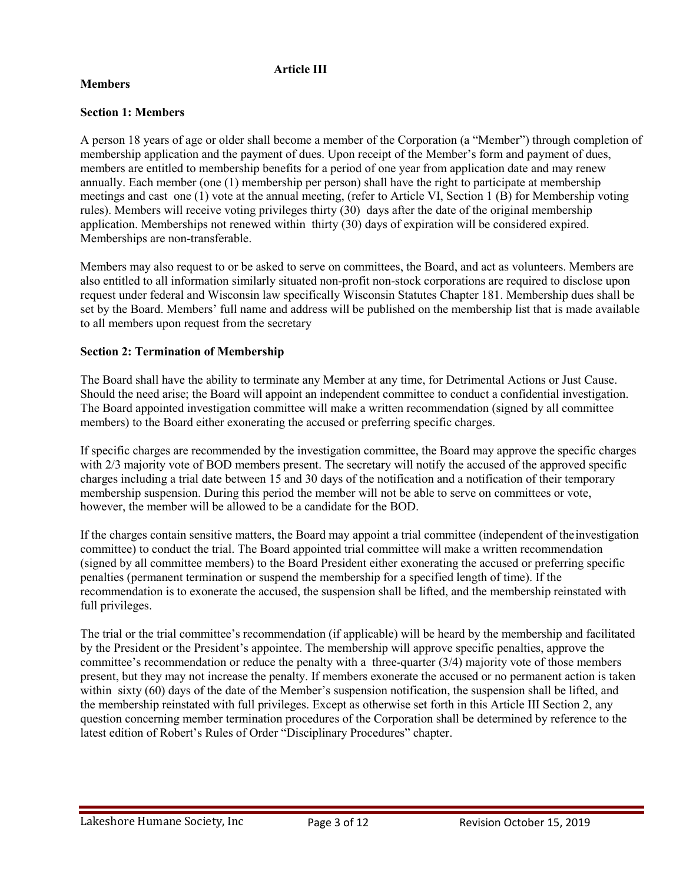## Article III

### Members

### Section 1: Members

A person 18 years of age or older shall become a member of the Corporation (a "Member") through completion of membership application and the payment of dues. Upon receipt of the Member's form and payment of dues, members are entitled to membership benefits for a period of one year from application date and may renew annually. Each member (one (1) membership per person) shall have the right to participate at membership meetings and cast one (1) vote at the annual meeting, (refer to Article VI, Section 1 (B) for Membership voting rules). Members will receive voting privileges thirty (30) days after the date of the original membership application. Memberships not renewed within thirty (30) days of expiration will be considered expired. Memberships are non-transferable.

Members may also request to or be asked to serve on committees, the Board, and act as volunteers. Members are also entitled to all information similarly situated non-profit non-stock corporations are required to disclose upon request under federal and Wisconsin law specifically Wisconsin Statutes Chapter 181. Membership dues shall be set by the Board. Members' full name and address will be published on the membership list that is made available to all members upon request from the secretary

### Section 2: Termination of Membership

The Board shall have the ability to terminate any Member at any time, for Detrimental Actions or Just Cause. Should the need arise; the Board will appoint an independent committee to conduct a confidential investigation. The Board appointed investigation committee will make a written recommendation (signed by all committee members) to the Board either exonerating the accused or preferring specific charges.

If specific charges are recommended by the investigation committee, the Board may approve the specific charges with 2/3 majority vote of BOD members present. The secretary will notify the accused of the approved specific charges including a trial date between 15 and 30 days of the notification and a notification of their temporary membership suspension. During this period the member will not be able to serve on committees or vote, however, the member will be allowed to be a candidate for the BOD.

If the charges contain sensitive matters, the Board may appoint a trial committee (independent of the investigation committee) to conduct the trial. The Board appointed trial committee will make a written recommendation (signed by all committee members) to the Board President either exonerating the accused or preferring specific penalties (permanent termination or suspend the membership for a specified length of time). If the recommendation is to exonerate the accused, the suspension shall be lifted, and the membership reinstated with full privileges.

The trial or the trial committee's recommendation (if applicable) will be heard by the membership and facilitated by the President or the President's appointee. The membership will approve specific penalties, approve the committee's recommendation or reduce the penalty with a three-quarter (3/4) majority vote of those members present, but they may not increase the penalty. If members exonerate the accused or no permanent action is taken within sixty (60) days of the date of the Member's suspension notification, the suspension shall be lifted, and the membership reinstated with full privileges. Except as otherwise set forth in this Article III Section 2, any question concerning member termination procedures of the Corporation shall be determined by reference to the latest edition of Robert's Rules of Order "Disciplinary Procedures" chapter.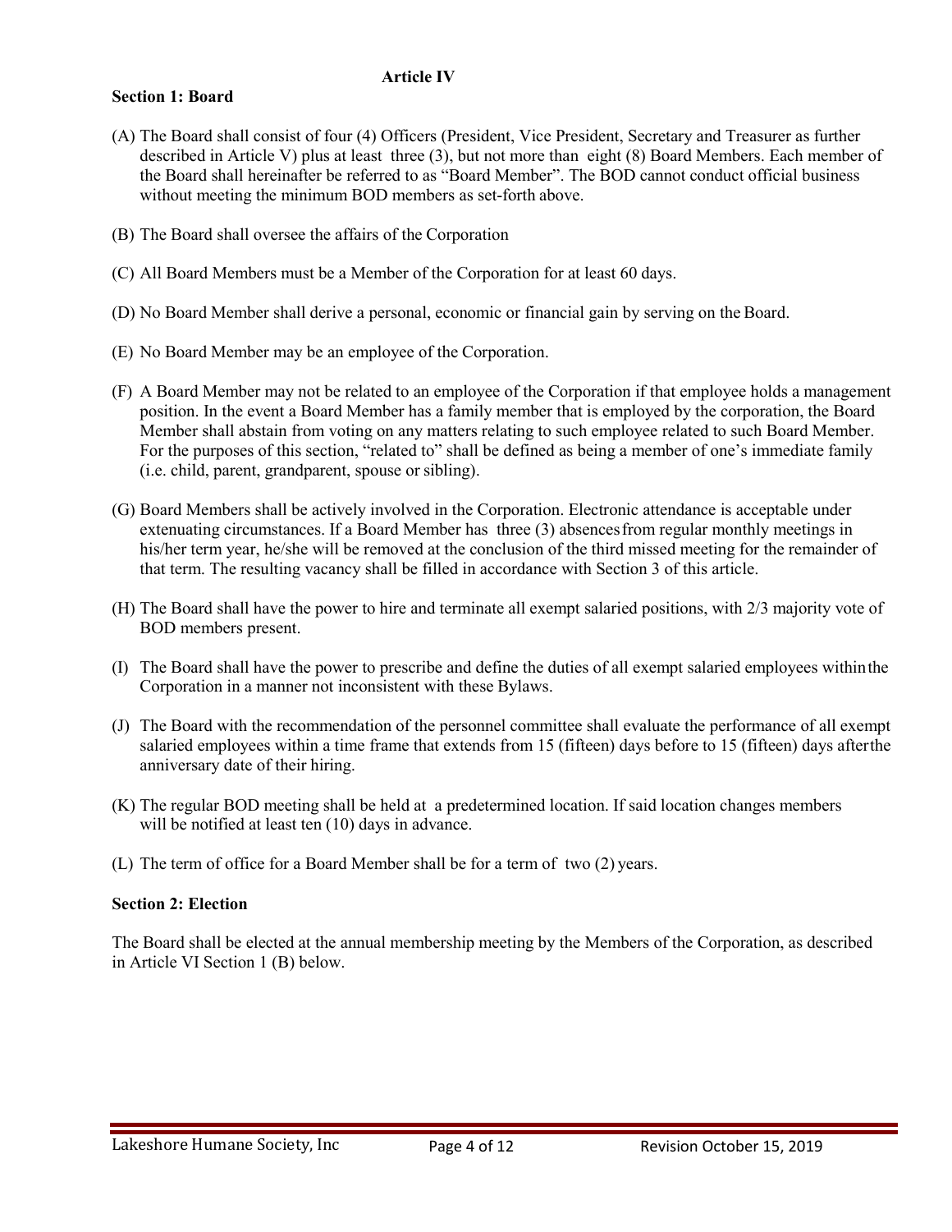## Article IV

### Section 1: Board

(A) The Board shall consist of four (4) Officers (President, Vice President, Secretary and Treasurer as further described in Article V) plus at least three (3), but not more than eight (8) Board Members. Each member of the Board shall hereinafter be referred to as "Board Member". The BOD cannot conduct official business without meeting the minimum BOD members as set-forth above.

(B) The Board shall oversee the affairs of the Corporation

(C) All Board Members must be a Member of the Corporation for at least 60 days.

(D) No Board Member shall derive a personal, economic or financial gain by serving on the Board.

(E) No Board Member may be an employee of the Corporation.

(F) A Board Member may not be related to an employee of the Corporation if that employee holds a management position. In the event a Board Member has a family member that is employed by the corporation, the Board Member shall abstain from voting on any matters relating to such employee related to such Board Member. For the purposes of this section, "related to" shall be defined as being a member of one's immediate family (i.e. child, parent, grandparent, spouse or sibling).

(G) Board Members shall be actively involved in the Corporation. Electronic attendance is acceptable under extenuating circumstances. If a Board Member has three (3) absences from regular monthly meetings in his/her term year, he/she will be removed at the conclusion of the third missed meeting for the remainder of that term. The resulting vacancy shall be filled in accordance with Section 3 of this article.

(H) The Board shall have the power to hire and terminate all exempt salaried positions, with 2/3 majority vote of BOD members present.

(I) The Board shall have the power to prescribe and define the duties of all exempt salaried employees within the Corporation in a manner not inconsistent with these Bylaws.

(J) The Board with the recommendation of the personnel committee shall evaluate the performance of all exempt salaried employees within a time frame that extends from 15 (fifteen) days before to 15 (fifteen) days after the anniversary date of their hiring.

(K) The regular BOD meeting shall be held at a predetermined location. If said location changes members will be notified at least ten (10) days in advance.

(L) The term of office for a Board Member shall be for a term of two (2) years.

### Section 2: Election

The Board shall be elected at the annual membership meeting by the Members of the Corporation, as described in Article VI Section 1 (B) below.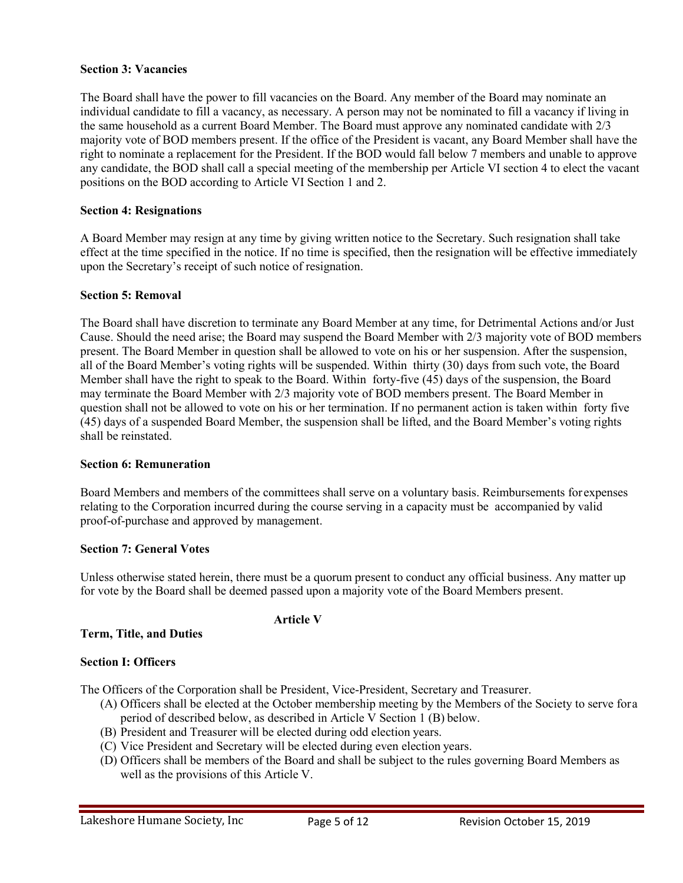**Section 3: Vacancies**

The Board shall have the power to fill vacancies on the Board. Any member of the Board may nominate an individual candidate to fill a vacancy, as necessary. A person may not be nominated to fill a vacancy if living in the same household as a current Board Member. The Board must approve any nominated candidate with 2/3 majority vote of BOD members present. If the office of the President is vacant, any Board Member shall have the right to nominate a replacement for the President. If the BOD would fall below 7 members and unable to approve any candidate, the BOD shall call a special meeting of the membership per Article VI section 4 to elect the vacant positions on the BOD according to Article VI Section 1 and 2.

**Section 4: Resignations**

A Board Member may resign at any time by giving written notice to the Secretary. Such resignation shall take effect at the time specified in the notice. If no time is specified, then the resignation will be effective immediately upon the Secretary's receipt of such notice of resignation.

**Section 5: Removal**

The Board shall have discretion to terminate any Board Member at any time, for Detrimental Actions and/or Just Cause. Should the need arise; the Board may suspend the Board Member with 2/3 majority vote of BOD members present. The Board Member in question shall be allowed to vote on his or her suspension. After the suspension, all of the Board Member's voting rights will be suspended. Within thirty (30) days from such vote, the Board Member shall have the right to speak to the Board. Within forty-five (45) days of the suspension, the Board may terminate the Board Member with 2/3 majority vote of BOD members present. The Board Member in question shall not be allowed to vote on his or her termination. If no permanent action is taken within forty five (45) days of a suspended Board Member, the suspension shall be lifted, and the Board Member's voting rights shall be reinstated.

**Section 6: Remuneration**

Board Members and members of the committees shall serve on a voluntary basis. Reimbursements for expenses relating to the Corporation incurred during the course serving in a capacity must be accompanied by valid proof-of-purchase and approved by management.

**Section 7: General Votes**

Unless otherwise stated herein, there must be a quorum present to conduct any official business. Any matter up for vote by the Board shall be deemed passed upon a majority vote of the Board Members present.

## Article V

**Term, Title, and Duties**

**Section I: Officers**

The Officers of the Corporation shall be President, Vice-President, Secretary and Treasurer.

(A) Officers shall be elected at the October membership meeting by the Members of the Society to serve for a period of described below, as described in Article V Section 1 (B) below.
(B) President and Treasurer will be elected during odd election years.
(C) Vice President and Secretary will be elected during even election years.
(D) Officers shall be members of the Board and shall be subject to the rules governing Board Members as well as the provisions of this Article V.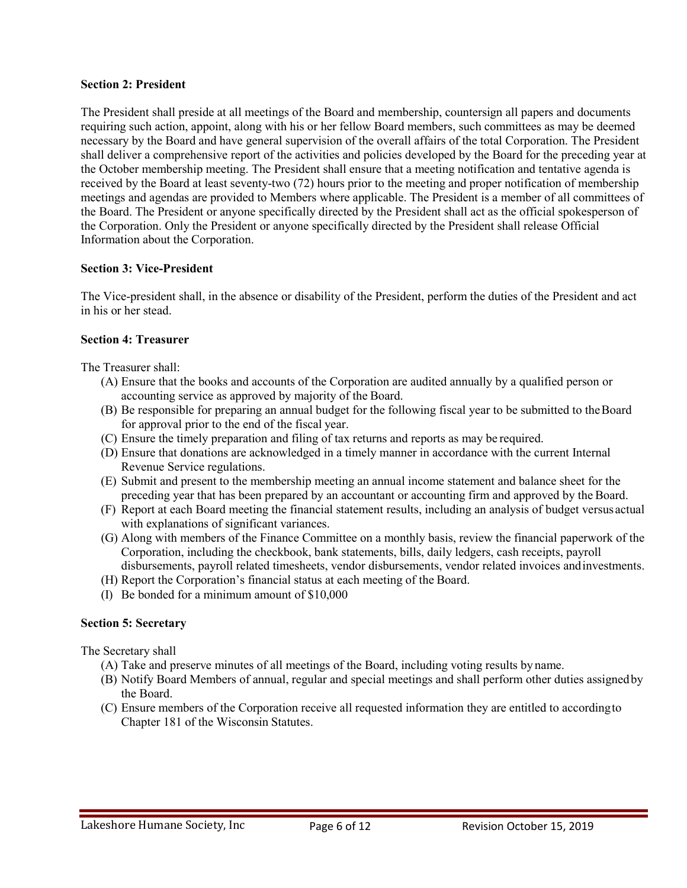**Section 2: President**

The President shall preside at all meetings of the Board and membership, countersign all papers and documents requiring such action, appoint, along with his or her fellow Board members, such committees as may be deemed necessary by the Board and have general supervision of the overall affairs of the total Corporation. The President shall deliver a comprehensive report of the activities and policies developed by the Board for the preceding year at the October membership meeting. The President shall ensure that a meeting notification and tentative agenda is received by the Board at least seventy-two (72) hours prior to the meeting and proper notification of membership meetings and agendas are provided to Members where applicable. The President is a member of all committees of the Board. The President or anyone specifically directed by the President shall act as the official spokesperson of the Corporation. Only the President or anyone specifically directed by the President shall release Official Information about the Corporation.

**Section 3: Vice-President**

The Vice-president shall, in the absence or disability of the President, perform the duties of the President and act in his or her stead.

**Section 4: Treasurer**

The Treasurer shall:

- (A) Ensure that the books and accounts of the Corporation are audited annually by a qualified person or accounting service as approved by majority of the Board.
- (B) Be responsible for preparing an annual budget for the following fiscal year to be submitted to the Board for approval prior to the end of the fiscal year.
- (C) Ensure the timely preparation and filing of tax returns and reports as may be required.
- (D) Ensure that donations are acknowledged in a timely manner in accordance with the current Internal Revenue Service regulations.
- (E) Submit and present to the membership meeting an annual income statement and balance sheet for the preceding year that has been prepared by an accountant or accounting firm and approved by the Board.
- (F) Report at each Board meeting the financial statement results, including an analysis of budget versus actual with explanations of significant variances.
- (G) Along with members of the Finance Committee on a monthly basis, review the financial paperwork of the Corporation, including the checkbook, bank statements, bills, daily ledgers, cash receipts, payroll disbursements, payroll related timesheets, vendor disbursements, vendor related invoices and investments.
- (H) Report the Corporation's financial status at each meeting of the Board.
- (I) Be bonded for a minimum amount of $10,000

**Section 5: Secretary**

The Secretary shall

- (A) Take and preserve minutes of all meetings of the Board, including voting results by name.
- (B) Notify Board Members of annual, regular and special meetings and shall perform other duties assigned by the Board.
- (C) Ensure members of the Corporation receive all requested information they are entitled to according to Chapter 181 of the Wisconsin Statutes.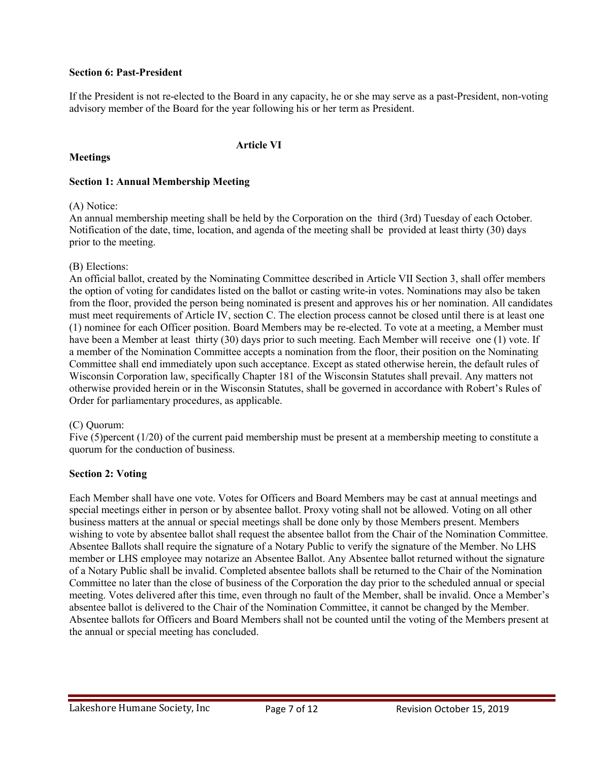**Section 6: Past-President**

If the President is not re-elected to the Board in any capacity, he or she may serve as a past-President, non-voting advisory member of the Board for the year following his or her term as President.

## Article VI

## Meetings

**Section 1: Annual Membership Meeting**

(A) Notice:
An annual membership meeting shall be held by the Corporation on the third (3rd) Tuesday of each October. Notification of the date, time, location, and agenda of the meeting shall be provided at least thirty (30) days prior to the meeting.

(B) Elections:
An official ballot, created by the Nominating Committee described in Article VII Section 3, shall offer members the option of voting for candidates listed on the ballot or casting write-in votes. Nominations may also be taken from the floor, provided the person being nominated is present and approves his or her nomination. All candidates must meet requirements of Article IV, section C. The election process cannot be closed until there is at least one (1) nominee for each Officer position. Board Members may be re-elected. To vote at a meeting, a Member must have been a Member at least thirty (30) days prior to such meeting. Each Member will receive one (1) vote. If a member of the Nomination Committee accepts a nomination from the floor, their position on the Nominating Committee shall end immediately upon such acceptance. Except as stated otherwise herein, the default rules of Wisconsin Corporation law, specifically Chapter 181 of the Wisconsin Statutes shall prevail. Any matters not otherwise provided herein or in the Wisconsin Statutes, shall be governed in accordance with Robert's Rules of Order for parliamentary procedures, as applicable.

(C) Quorum:
Five (5)percent (1/20) of the current paid membership must be present at a membership meeting to constitute a quorum for the conduction of business.

**Section 2: Voting**

Each Member shall have one vote. Votes for Officers and Board Members may be cast at annual meetings and special meetings either in person or by absentee ballot. Proxy voting shall not be allowed. Voting on all other business matters at the annual or special meetings shall be done only by those Members present. Members wishing to vote by absentee ballot shall request the absentee ballot from the Chair of the Nomination Committee. Absentee Ballots shall require the signature of a Notary Public to verify the signature of the Member. No LHS member or LHS employee may notarize an Absentee Ballot. Any Absentee ballot returned without the signature of a Notary Public shall be invalid. Completed absentee ballots shall be returned to the Chair of the Nomination Committee no later than the close of business of the Corporation the day prior to the scheduled annual or special meeting. Votes delivered after this time, even through no fault of the Member, shall be invalid. Once a Member's absentee ballot is delivered to the Chair of the Nomination Committee, it cannot be changed by the Member. Absentee ballots for Officers and Board Members shall not be counted until the voting of the Members present at the annual or special meeting has concluded.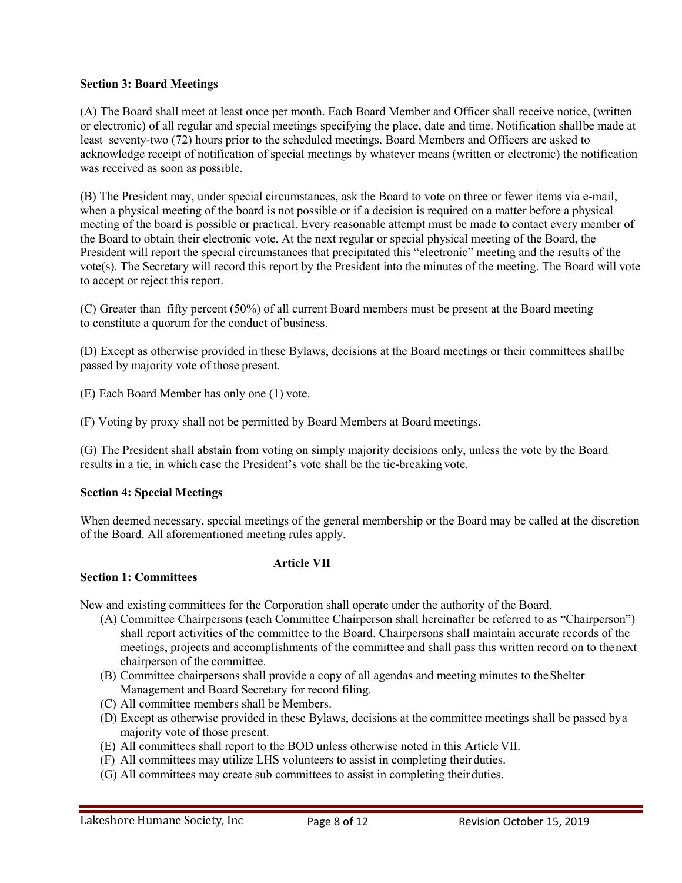**Section 3: Board Meetings**

(A) The Board shall meet at least once per month. Each Board Member and Officer shall receive notice, (written or electronic) of all regular and special meetings specifying the place, date and time. Notification shall be made at least seventy-two (72) hours prior to the scheduled meetings. Board Members and Officers are asked to acknowledge receipt of notification of special meetings by whatever means (written or electronic) the notification was received as soon as possible.

(B) The President may, under special circumstances, ask the Board to vote on three or fewer items via e-mail, when a physical meeting of the board is not possible or if a decision is required on a matter before a physical meeting of the board is possible or practical. Every reasonable attempt must be made to contact every member of the Board to obtain their electronic vote. At the next regular or special physical meeting of the Board, the President will report the special circumstances that precipitated this "electronic" meeting and the results of the vote(s). The Secretary will record this report by the President into the minutes of the meeting. The Board will vote to accept or reject this report.

(C) Greater than fifty percent (50%) of all current Board members must be present at the Board meeting to constitute a quorum for the conduct of business.

(D) Except as otherwise provided in these Bylaws, decisions at the Board meetings or their committees shall be passed by majority vote of those present.

(E) Each Board Member has only one (1) vote.

(F) Voting by proxy shall not be permitted by Board Members at Board meetings.

(G) The President shall abstain from voting on simply majority decisions only, unless the vote by the Board results in a tie, in which case the President's vote shall be the tie-breaking vote.

**Section 4: Special Meetings**

When deemed necessary, special meetings of the general membership or the Board may be called at the discretion of the Board. All aforementioned meeting rules apply.

## Article VII

**Section 1: Committees**

New and existing committees for the Corporation shall operate under the authority of the Board.

(A) Committee Chairpersons (each Committee Chairperson shall hereinafter be referred to as "Chairperson") shall report activities of the committee to the Board. Chairpersons shall maintain accurate records of the meetings, projects and accomplishments of the committee and shall pass this written record on to the next chairperson of the committee.

(B) Committee chairpersons shall provide a copy of all agendas and meeting minutes to the Shelter Management and Board Secretary for record filing.

(C) All committee members shall be Members.

(D) Except as otherwise provided in these Bylaws, decisions at the committee meetings shall be passed by a majority vote of those present.

(E) All committees shall report to the BOD unless otherwise noted in this Article VII.

(F) All committees may utilize LHS volunteers to assist in completing their duties.

(G) All committees may create sub committees to assist in completing their duties.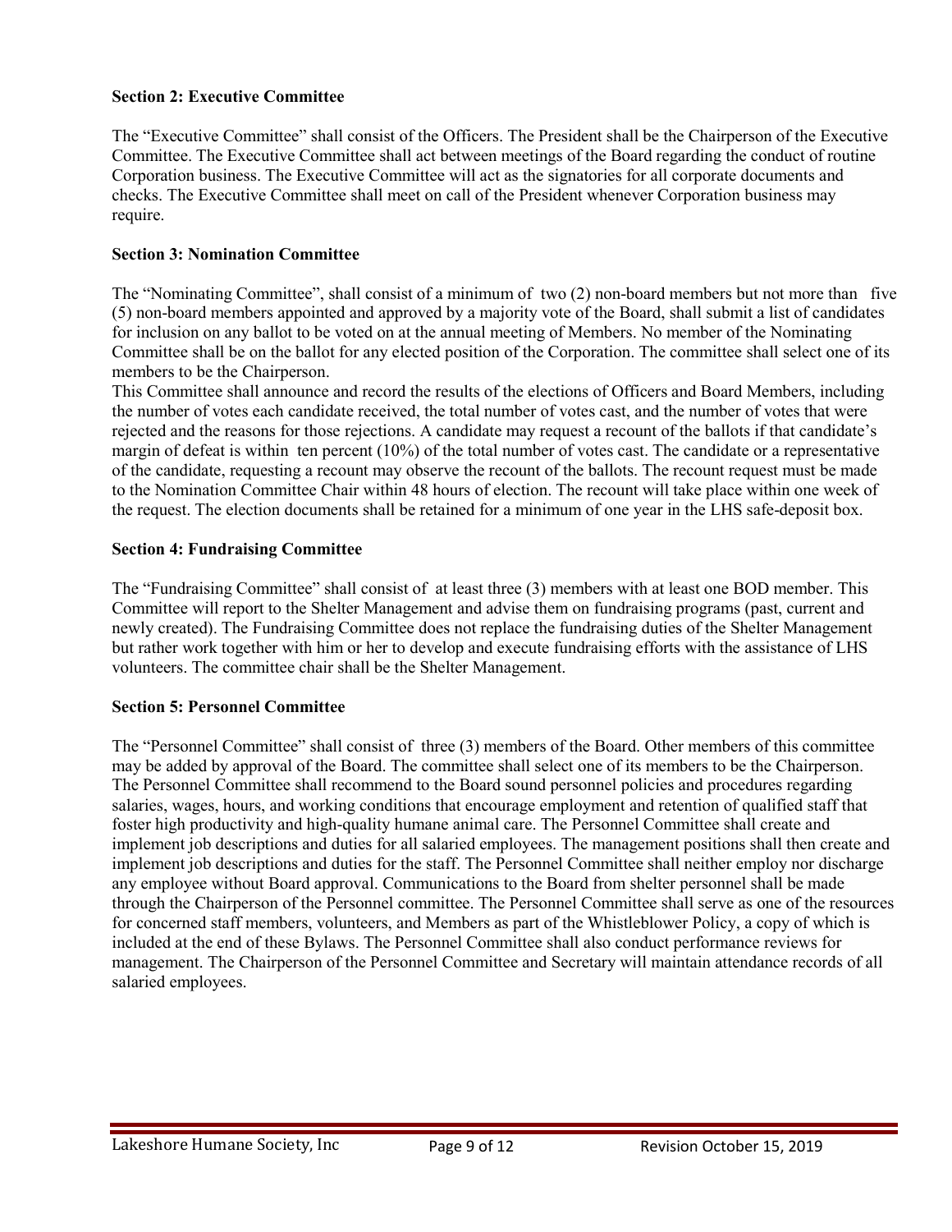**Section 2: Executive Committee**

The "Executive Committee" shall consist of the Officers. The President shall be the Chairperson of the Executive Committee. The Executive Committee shall act between meetings of the Board regarding the conduct of routine Corporation business. The Executive Committee will act as the signatories for all corporate documents and checks. The Executive Committee shall meet on call of the President whenever Corporation business may require.

**Section 3: Nomination Committee**

The "Nominating Committee", shall consist of a minimum of two (2) non-board members but not more than five (5) non-board members appointed and approved by a majority vote of the Board, shall submit a list of candidates for inclusion on any ballot to be voted on at the annual meeting of Members. No member of the Nominating Committee shall be on the ballot for any elected position of the Corporation. The committee shall select one of its members to be the Chairperson.

This Committee shall announce and record the results of the elections of Officers and Board Members, including the number of votes each candidate received, the total number of votes cast, and the number of votes that were rejected and the reasons for those rejections. A candidate may request a recount of the ballots if that candidate's margin of defeat is within ten percent (10%) of the total number of votes cast. The candidate or a representative of the candidate, requesting a recount may observe the recount of the ballots. The recount request must be made to the Nomination Committee Chair within 48 hours of election. The recount will take place within one week of the request. The election documents shall be retained for a minimum of one year in the LHS safe-deposit box.

**Section 4: Fundraising Committee**

The "Fundraising Committee" shall consist of at least three (3) members with at least one BOD member. This Committee will report to the Shelter Management and advise them on fundraising programs (past, current and newly created). The Fundraising Committee does not replace the fundraising duties of the Shelter Management but rather work together with him or her to develop and execute fundraising efforts with the assistance of LHS volunteers. The committee chair shall be the Shelter Management.

**Section 5: Personnel Committee**

The "Personnel Committee" shall consist of three (3) members of the Board. Other members of this committee may be added by approval of the Board. The committee shall select one of its members to be the Chairperson. The Personnel Committee shall recommend to the Board sound personnel policies and procedures regarding salaries, wages, hours, and working conditions that encourage employment and retention of qualified staff that foster high productivity and high-quality humane animal care. The Personnel Committee shall create and implement job descriptions and duties for all salaried employees. The management positions shall then create and implement job descriptions and duties for the staff. The Personnel Committee shall neither employ nor discharge any employee without Board approval. Communications to the Board from shelter personnel shall be made through the Chairperson of the Personnel committee. The Personnel Committee shall serve as one of the resources for concerned staff members, volunteers, and Members as part of the Whistleblower Policy, a copy of which is included at the end of these Bylaws. The Personnel Committee shall also conduct performance reviews for management. The Chairperson of the Personnel Committee and Secretary will maintain attendance records of all salaried employees.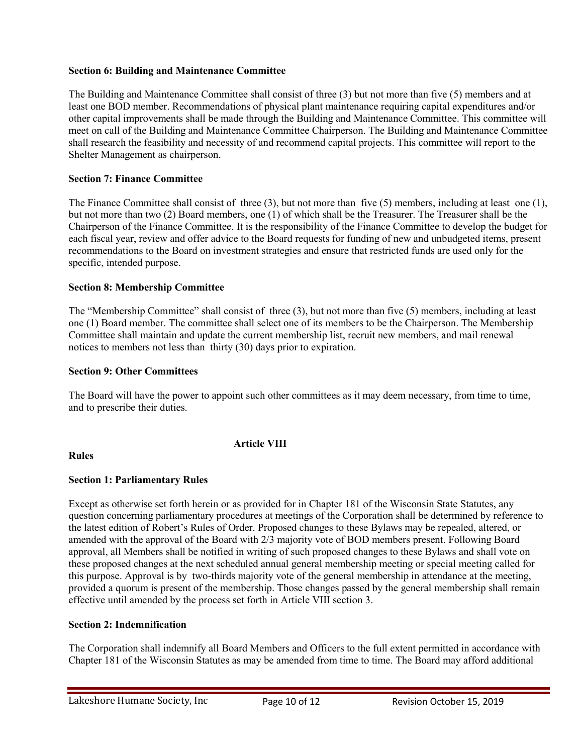**Section 6: Building and Maintenance Committee**

The Building and Maintenance Committee shall consist of three (3) but not more than five (5) members and at least one BOD member. Recommendations of physical plant maintenance requiring capital expenditures and/or other capital improvements shall be made through the Building and Maintenance Committee. This committee will meet on call of the Building and Maintenance Committee Chairperson. The Building and Maintenance Committee shall research the feasibility and necessity of and recommend capital projects. This committee will report to the Shelter Management as chairperson.

**Section 7: Finance Committee**

The Finance Committee shall consist of three (3), but not more than five (5) members, including at least one (1), but not more than two (2) Board members, one (1) of which shall be the Treasurer. The Treasurer shall be the Chairperson of the Finance Committee. It is the responsibility of the Finance Committee to develop the budget for each fiscal year, review and offer advice to the Board requests for funding of new and unbudgeted items, present recommendations to the Board on investment strategies and ensure that restricted funds are used only for the specific, intended purpose.

**Section 8: Membership Committee**

The "Membership Committee" shall consist of three (3), but not more than five (5) members, including at least one (1) Board member. The committee shall select one of its members to be the Chairperson. The Membership Committee shall maintain and update the current membership list, recruit new members, and mail renewal notices to members not less than thirty (30) days prior to expiration.

**Section 9: Other Committees**

The Board will have the power to appoint such other committees as it may deem necessary, from time to time, and to prescribe their duties.

## Article VIII

**Rules**

**Section 1: Parliamentary Rules**

Except as otherwise set forth herein or as provided for in Chapter 181 of the Wisconsin State Statutes, any question concerning parliamentary procedures at meetings of the Corporation shall be determined by reference to the latest edition of Robert's Rules of Order. Proposed changes to these Bylaws may be repealed, altered, or amended with the approval of the Board with 2/3 majority vote of BOD members present. Following Board approval, all Members shall be notified in writing of such proposed changes to these Bylaws and shall vote on these proposed changes at the next scheduled annual general membership meeting or special meeting called for this purpose. Approval is by two-thirds majority vote of the general membership in attendance at the meeting, provided a quorum is present of the membership. Those changes passed by the general membership shall remain effective until amended by the process set forth in Article VIII section 3.

**Section 2: Indemnification**

The Corporation shall indemnify all Board Members and Officers to the full extent permitted in accordance with Chapter 181 of the Wisconsin Statutes as may be amended from time to time. The Board may afford additional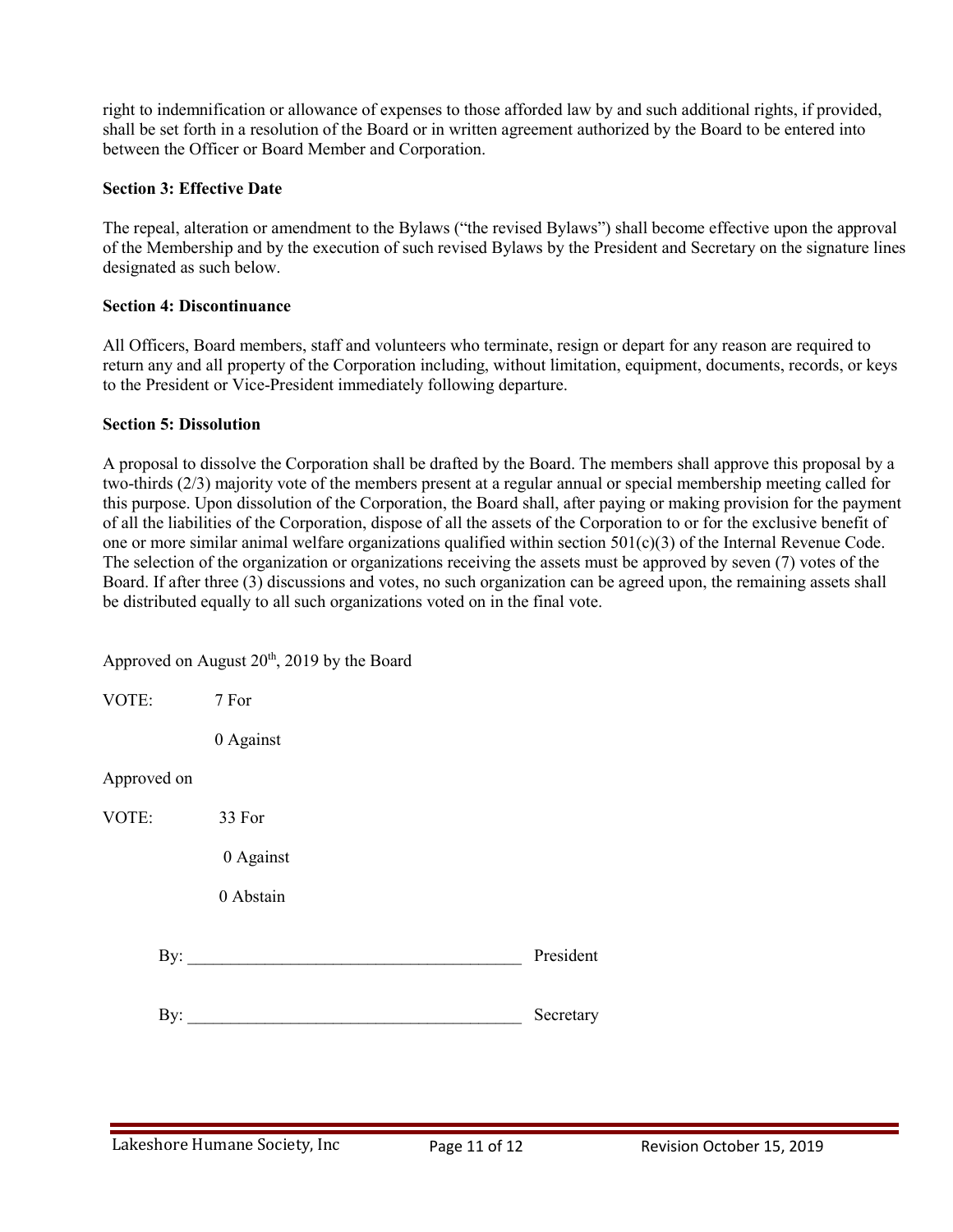right to indemnification or allowance of expenses to those afforded law by and such additional rights, if provided, shall be set forth in a resolution of the Board or in written agreement authorized by the Board to be entered into between the Officer or Board Member and Corporation.

**Section 3: Effective Date**

The repeal, alteration or amendment to the Bylaws ("the revised Bylaws") shall become effective upon the approval of the Membership and by the execution of such revised Bylaws by the President and Secretary on the signature lines designated as such below.

**Section 4: Discontinuance**

All Officers, Board members, staff and volunteers who terminate, resign or depart for any reason are required to return any and all property of the Corporation including, without limitation, equipment, documents, records, or keys to the President or Vice-President immediately following departure.

**Section 5: Dissolution**

A proposal to dissolve the Corporation shall be drafted by the Board. The members shall approve this proposal by a two-thirds (2/3) majority vote of the members present at a regular annual or special membership meeting called for this purpose. Upon dissolution of the Corporation, the Board shall, after paying or making provision for the payment of all the liabilities of the Corporation, dispose of all the assets of the Corporation to or for the exclusive benefit of one or more similar animal welfare organizations qualified within section 501(c)(3) of the Internal Revenue Code. The selection of the organization or organizations receiving the assets must be approved by seven (7) votes of the Board. If after three (3) discussions and votes, no such organization can be agreed upon, the remaining assets shall be distributed equally to all such organizations voted on in the final vote.

Approved on August 20th, 2019 by the Board

VOTE: 7 For

0 Against

Approved on

VOTE: 33 For

0 Against

0 Abstain

By: ______________________________________ President

By: ______________________________________ Secretary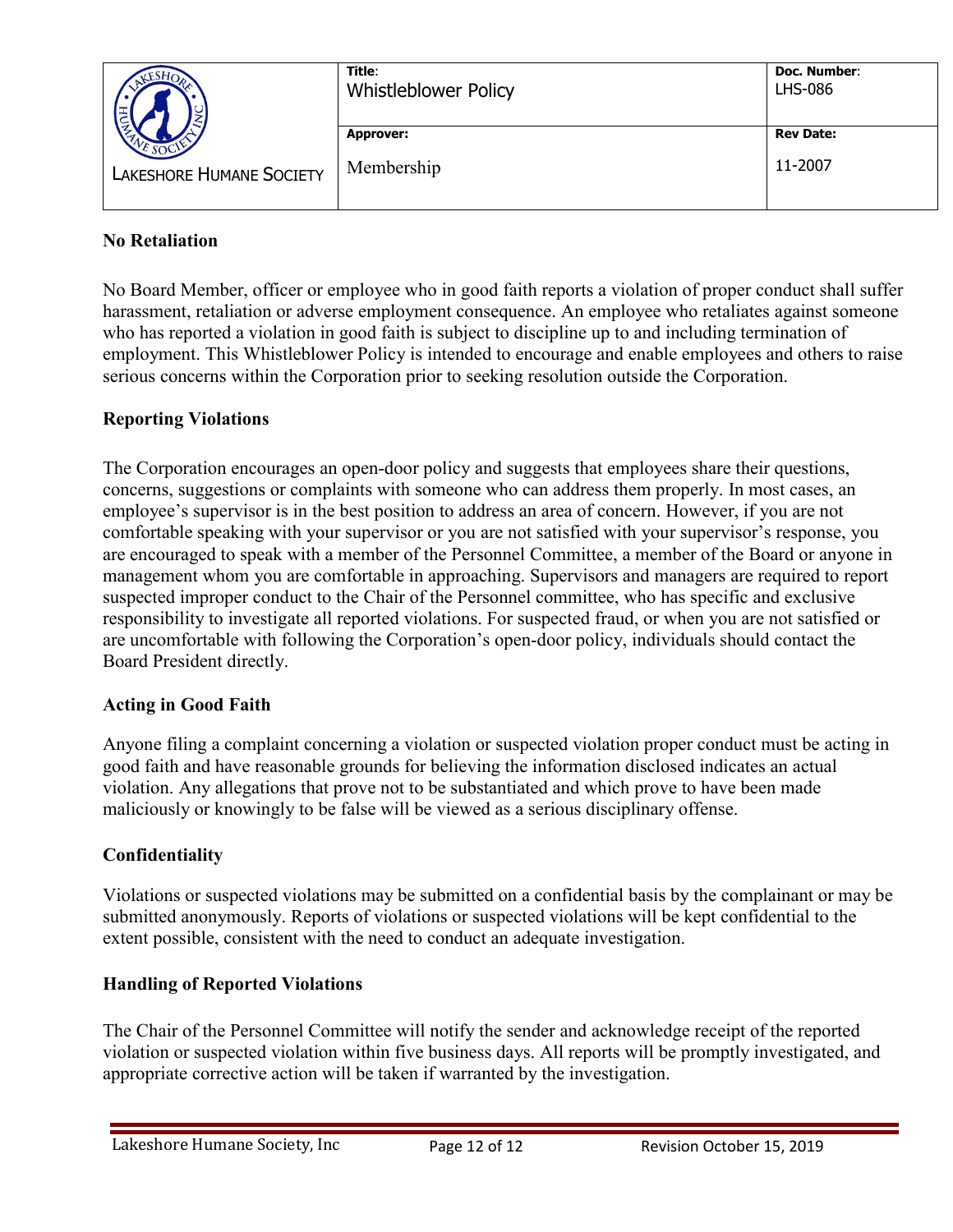| LAKESHORE HUMANE SOCIETY | Title: Whistleblower Policy | Doc. Number: LHS-086 |
|---|---|---|
| | Approver: Membership | Rev Date: 11-2007 |

### No Retaliation

No Board Member, officer or employee who in good faith reports a violation of proper conduct shall suffer harassment, retaliation or adverse employment consequence. An employee who retaliates against someone who has reported a violation in good faith is subject to discipline up to and including termination of employment. This Whistleblower Policy is intended to encourage and enable employees and others to raise serious concerns within the Corporation prior to seeking resolution outside the Corporation.

### Reporting Violations

The Corporation encourages an open-door policy and suggests that employees share their questions, concerns, suggestions or complaints with someone who can address them properly. In most cases, an employee's supervisor is in the best position to address an area of concern. However, if you are not comfortable speaking with your supervisor or you are not satisfied with your supervisor's response, you are encouraged to speak with a member of the Personnel Committee, a member of the Board or anyone in management whom you are comfortable in approaching. Supervisors and managers are required to report suspected improper conduct to the Chair of the Personnel committee, who has specific and exclusive responsibility to investigate all reported violations. For suspected fraud, or when you are not satisfied or are uncomfortable with following the Corporation's open-door policy, individuals should contact the Board President directly.

### Acting in Good Faith

Anyone filing a complaint concerning a violation or suspected violation proper conduct must be acting in good faith and have reasonable grounds for believing the information disclosed indicates an actual violation. Any allegations that prove not to be substantiated and which prove to have been made maliciously or knowingly to be false will be viewed as a serious disciplinary offense.

### Confidentiality

Violations or suspected violations may be submitted on a confidential basis by the complainant or may be submitted anonymously. Reports of violations or suspected violations will be kept confidential to the extent possible, consistent with the need to conduct an adequate investigation.

### Handling of Reported Violations

The Chair of the Personnel Committee will notify the sender and acknowledge receipt of the reported violation or suspected violation within five business days. All reports will be promptly investigated, and appropriate corrective action will be taken if warranted by the investigation.